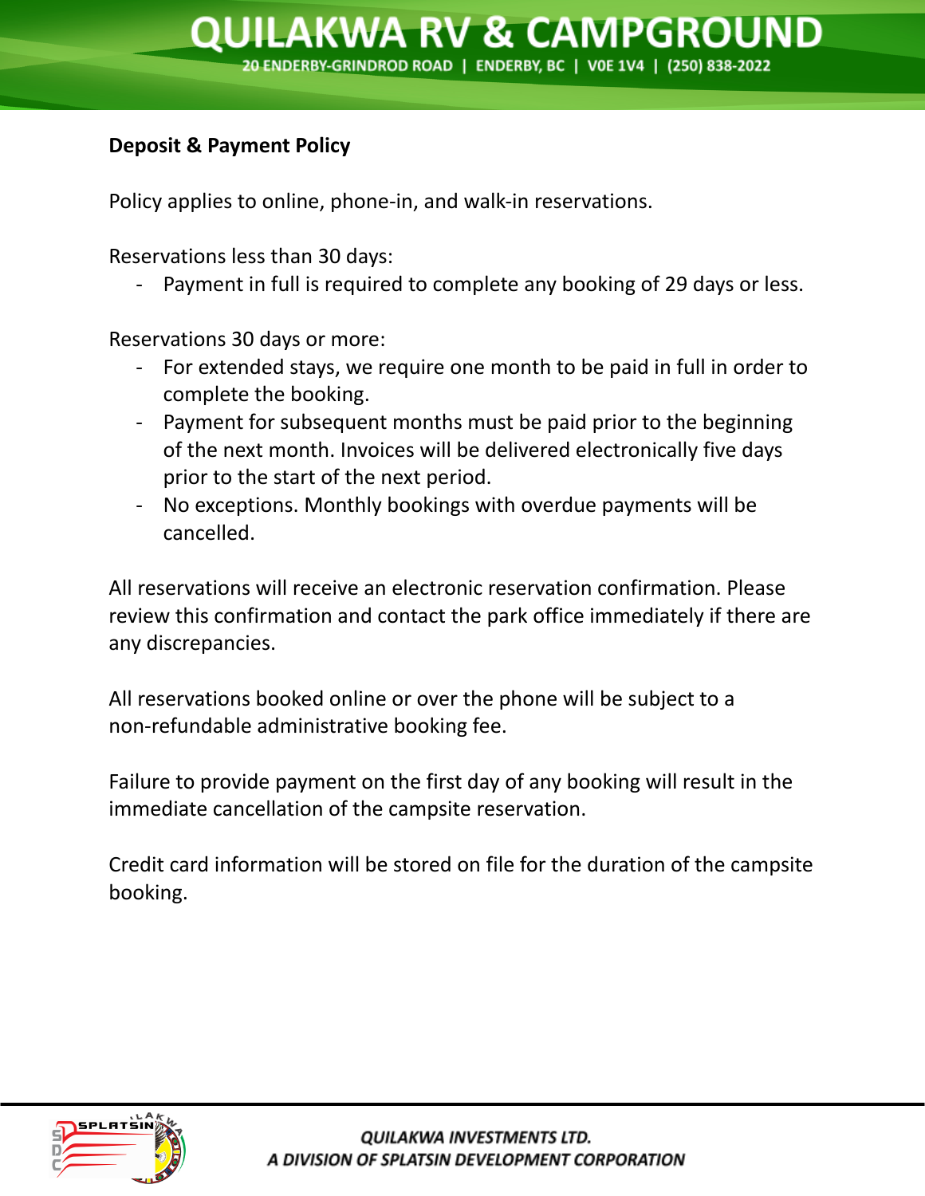**Deposit & Payment Policy**

Policy applies to online, phone-in, and walk-in reservations.

Reservations less than 30 days:

- Payment in full is required to complete any booking of 29 days or less.

Reservations 30 days or more:

- For extended stays, we require one month to be paid in full in order to complete the booking.
- Payment for subsequent months must be paid prior to the beginning of the next month. Invoices will be delivered electronically five days prior to the start of the next period.
- No exceptions. Monthly bookings with overdue payments will be cancelled.

All reservations will receive an electronic reservation confirmation. Please review this confirmation and contact the park office immediately if there are any discrepancies.

All reservations booked online or over the phone will be subject to a non-refundable administrative booking fee.

Failure to provide payment on the first day of any booking will result in the immediate cancellation of the campsite reservation.

Credit card information will be stored on file for the duration of the campsite booking.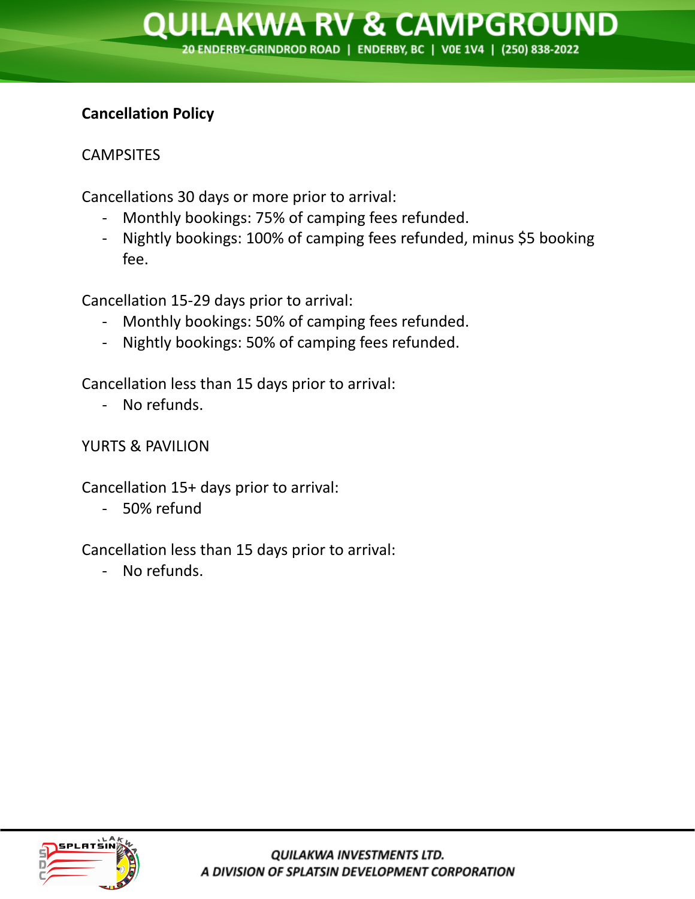## Cancellation Policy

CAMPSITES

Cancellations 30 days or more prior to arrival:

- Monthly bookings: 75% of camping fees refunded.
- Nightly bookings: 100% of camping fees refunded, minus $5 booking fee.

Cancellation 15-29 days prior to arrival:

- Monthly bookings: 50% of camping fees refunded.
- Nightly bookings: 50% of camping fees refunded.

Cancellation less than 15 days prior to arrival:

- No refunds.

YURTS & PAVILION

Cancellation 15+ days prior to arrival:

- 50% refund

Cancellation less than 15 days prior to arrival:

- No refunds.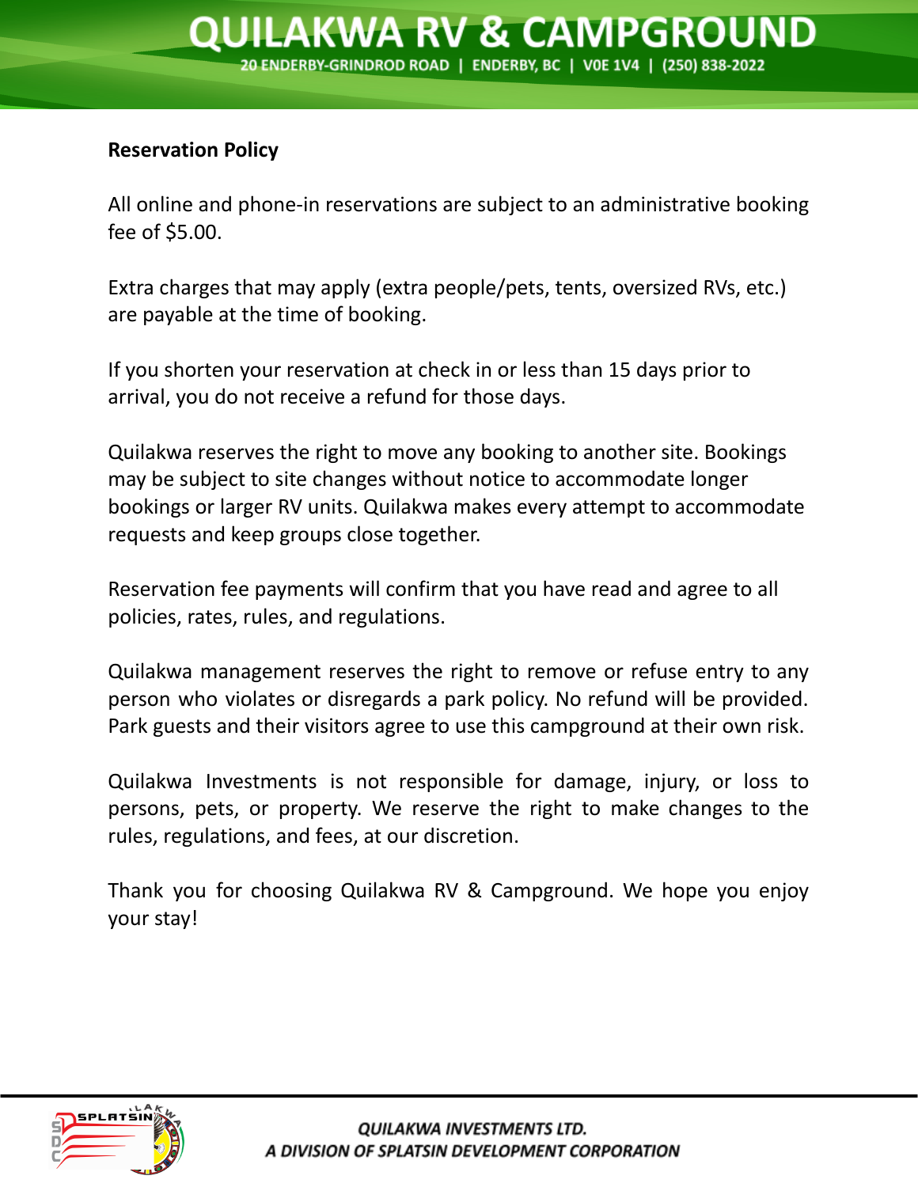## Reservation Policy

All online and phone-in reservations are subject to an administrative booking fee of $5.00.

Extra charges that may apply (extra people/pets, tents, oversized RVs, etc.) are payable at the time of booking.

If you shorten your reservation at check in or less than 15 days prior to arrival, you do not receive a refund for those days.

Quilakwa reserves the right to move any booking to another site. Bookings may be subject to site changes without notice to accommodate longer bookings or larger RV units. Quilakwa makes every attempt to accommodate requests and keep groups close together.

Reservation fee payments will confirm that you have read and agree to all policies, rates, rules, and regulations.

Quilakwa management reserves the right to remove or refuse entry to any person who violates or disregards a park policy. No refund will be provided. Park guests and their visitors agree to use this campground at their own risk.

Quilakwa Investments is not responsible for damage, injury, or loss to persons, pets, or property. We reserve the right to make changes to the rules, regulations, and fees, at our discretion.

Thank you for choosing Quilakwa RV & Campground. We hope you enjoy your stay!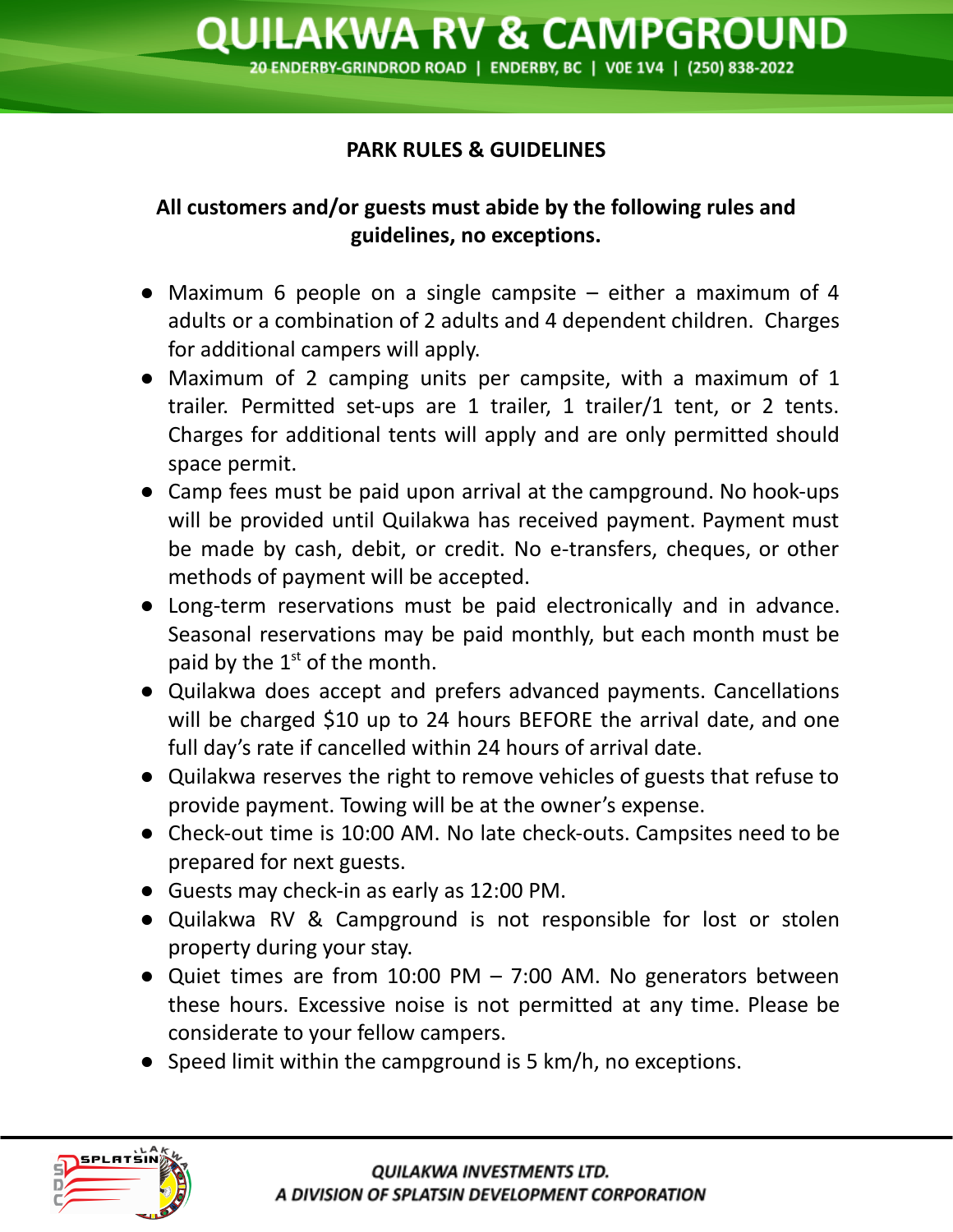## PARK RULES & GUIDELINES

**All customers and/or guests must abide by the following rules and guidelines, no exceptions.**

- Maximum 6 people on a single campsite – either a maximum of 4 adults or a combination of 2 adults and 4 dependent children. Charges for additional campers will apply.
- Maximum of 2 camping units per campsite, with a maximum of 1 trailer. Permitted set-ups are 1 trailer, 1 trailer/1 tent, or 2 tents. Charges for additional tents will apply and are only permitted should space permit.
- Camp fees must be paid upon arrival at the campground. No hook-ups will be provided until Quilakwa has received payment. Payment must be made by cash, debit, or credit. No e-transfers, cheques, or other methods of payment will be accepted.
- Long-term reservations must be paid electronically and in advance. Seasonal reservations may be paid monthly, but each month must be paid by the 1st of the month.
- Quilakwa does accept and prefers advanced payments. Cancellations will be charged $10 up to 24 hours BEFORE the arrival date, and one full day's rate if cancelled within 24 hours of arrival date.
- Quilakwa reserves the right to remove vehicles of guests that refuse to provide payment. Towing will be at the owner's expense.
- Check-out time is 10:00 AM. No late check-outs. Campsites need to be prepared for next guests.
- Guests may check-in as early as 12:00 PM.
- Quilakwa RV & Campground is not responsible for lost or stolen property during your stay.
- Quiet times are from 10:00 PM – 7:00 AM. No generators between these hours. Excessive noise is not permitted at any time. Please be considerate to your fellow campers.
- Speed limit within the campground is 5 km/h, no exceptions.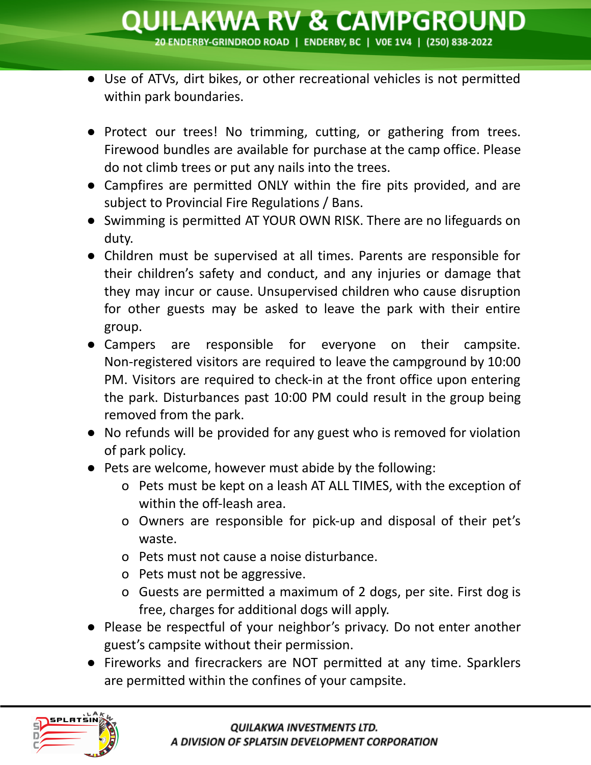- Use of ATVs, dirt bikes, or other recreational vehicles is not permitted within park boundaries.
- Protect our trees! No trimming, cutting, or gathering from trees. Firewood bundles are available for purchase at the camp office. Please do not climb trees or put any nails into the trees.
- Campfires are permitted ONLY within the fire pits provided, and are subject to Provincial Fire Regulations / Bans.
- Swimming is permitted AT YOUR OWN RISK. There are no lifeguards on duty.
- Children must be supervised at all times. Parents are responsible for their children's safety and conduct, and any injuries or damage that they may incur or cause. Unsupervised children who cause disruption for other guests may be asked to leave the park with their entire group.
- Campers are responsible for everyone on their campsite. Non-registered visitors are required to leave the campground by 10:00 PM. Visitors are required to check-in at the front office upon entering the park. Disturbances past 10:00 PM could result in the group being removed from the park.
- No refunds will be provided for any guest who is removed for violation of park policy.
- Pets are welcome, however must abide by the following:
  - Pets must be kept on a leash AT ALL TIMES, with the exception of within the off-leash area.
  - Owners are responsible for pick-up and disposal of their pet's waste.
  - Pets must not cause a noise disturbance.
  - Pets must not be aggressive.
  - Guests are permitted a maximum of 2 dogs, per site. First dog is free, charges for additional dogs will apply.
- Please be respectful of your neighbor's privacy. Do not enter another guest's campsite without their permission.
- Fireworks and firecrackers are NOT permitted at any time. Sparklers are permitted within the confines of your campsite.